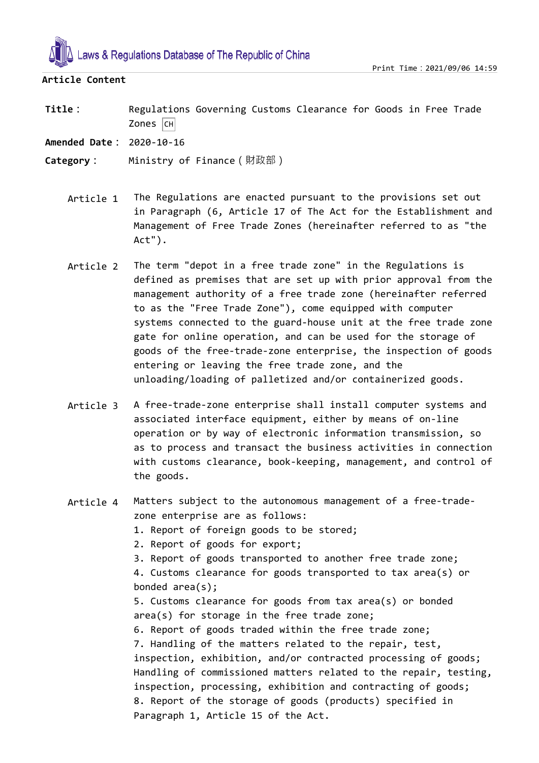Article Content

**Title：** Regulations Governing Customs Clearance for Goods in Free Trade Zones CH

**Amended Date：** 2020-10-16

**Category：** Ministry of Finance（財政部）

Article 1 The Regulations are enacted pursuant to the provisions set out in Paragraph (6, Article 17 of The Act for the Establishment and Management of Free Trade Zones (hereinafter referred to as "the Act").

Article 2 The term "depot in a free trade zone" in the Regulations is defined as premises that are set up with prior approval from the management authority of a free trade zone (hereinafter referred to as the "Free Trade Zone"), come equipped with computer systems connected to the guard-house unit at the free trade zone gate for online operation, and can be used for the storage of goods of the free-trade-zone enterprise, the inspection of goods entering or leaving the free trade zone, and the unloading/loading of palletized and/or containerized goods.

Article 3 A free-trade-zone enterprise shall install computer systems and associated interface equipment, either by means of on-line operation or by way of electronic information transmission, so as to process and transact the business activities in connection with customs clearance, book-keeping, management, and control of the goods.

Article 4 Matters subject to the autonomous management of a free-trade-zone enterprise are as follows:

1. Report of foreign goods to be stored;
2. Report of goods for export;
3. Report of goods transported to another free trade zone;
4. Customs clearance for goods transported to tax area(s) or bonded area(s);
5. Customs clearance for goods from tax area(s) or bonded area(s) for storage in the free trade zone;
6. Report of goods traded within the free trade zone;
7. Handling of the matters related to the repair, test, inspection, exhibition, and/or contracted processing of goods; Handling of commissioned matters related to the repair, testing, inspection, processing, exhibition and contracting of goods;
8. Report of the storage of goods (products) specified in Paragraph 1, Article 15 of the Act.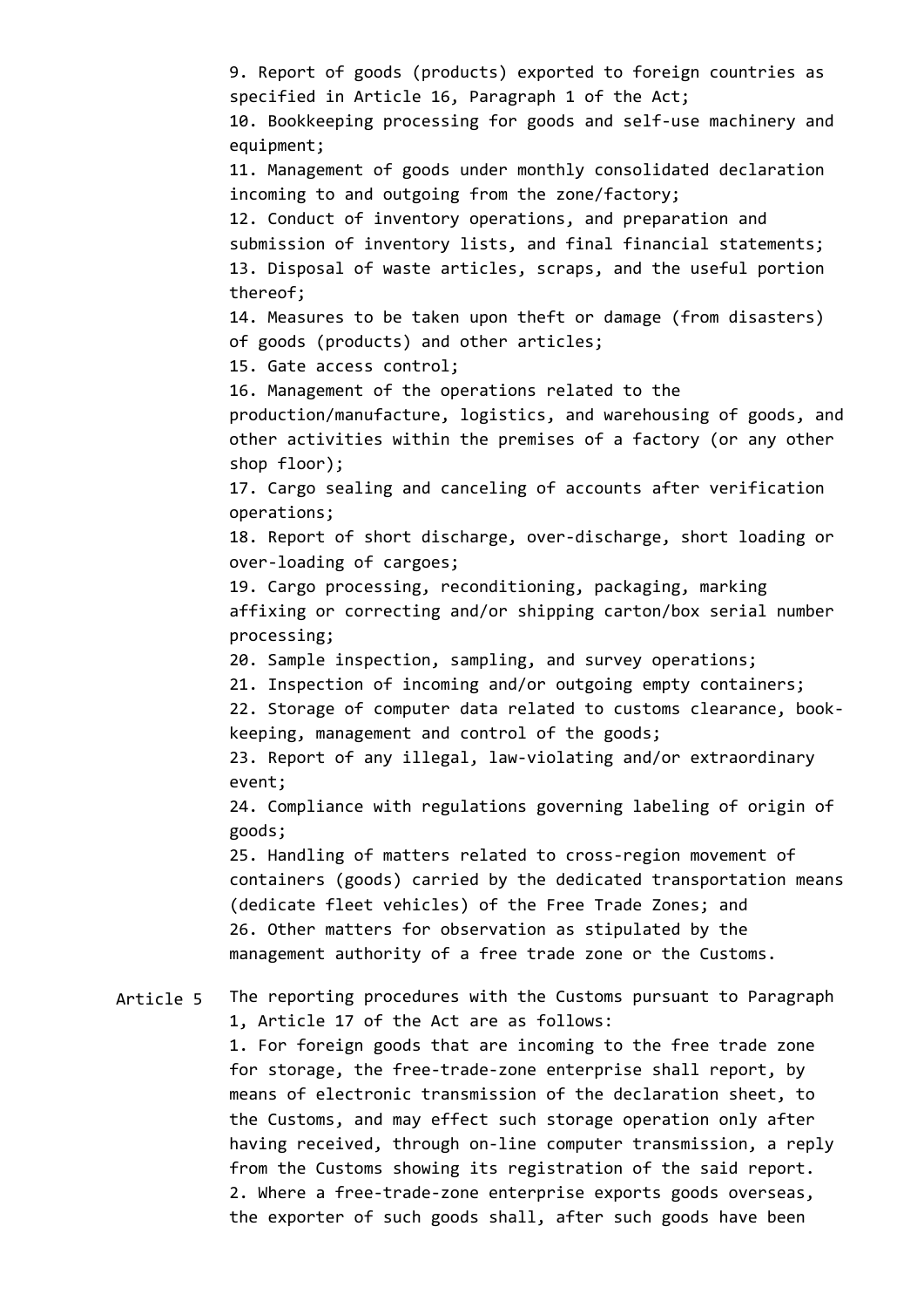9. Report of goods (products) exported to foreign countries as specified in Article 16, Paragraph 1 of the Act;
10. Bookkeeping processing for goods and self-use machinery and equipment;
11. Management of goods under monthly consolidated declaration incoming to and outgoing from the zone/factory;
12. Conduct of inventory operations, and preparation and submission of inventory lists, and final financial statements;
13. Disposal of waste articles, scraps, and the useful portion thereof;
14. Measures to be taken upon theft or damage (from disasters) of goods (products) and other articles;
15. Gate access control;
16. Management of the operations related to the production/manufacture, logistics, and warehousing of goods, and other activities within the premises of a factory (or any other shop floor);
17. Cargo sealing and canceling of accounts after verification operations;
18. Report of short discharge, over-discharge, short loading or over-loading of cargoes;
19. Cargo processing, reconditioning, packaging, marking affixing or correcting and/or shipping carton/box serial number processing;
20. Sample inspection, sampling, and survey operations;
21. Inspection of incoming and/or outgoing empty containers;
22. Storage of computer data related to customs clearance, book-keeping, management and control of the goods;
23. Report of any illegal, law-violating and/or extraordinary event;
24. Compliance with regulations governing labeling of origin of goods;
25. Handling of matters related to cross-region movement of containers (goods) carried by the dedicated transportation means (dedicate fleet vehicles) of the Free Trade Zones; and
26. Other matters for observation as stipulated by the management authority of a free trade zone or the Customs.

**Article 5** The reporting procedures with the Customs pursuant to Paragraph 1, Article 17 of the Act are as follows:

1. For foreign goods that are incoming to the free trade zone for storage, the free-trade-zone enterprise shall report, by means of electronic transmission of the declaration sheet, to the Customs, and may effect such storage operation only after having received, through on-line computer transmission, a reply from the Customs showing its registration of the said report.
2. Where a free-trade-zone enterprise exports goods overseas, the exporter of such goods shall, after such goods have been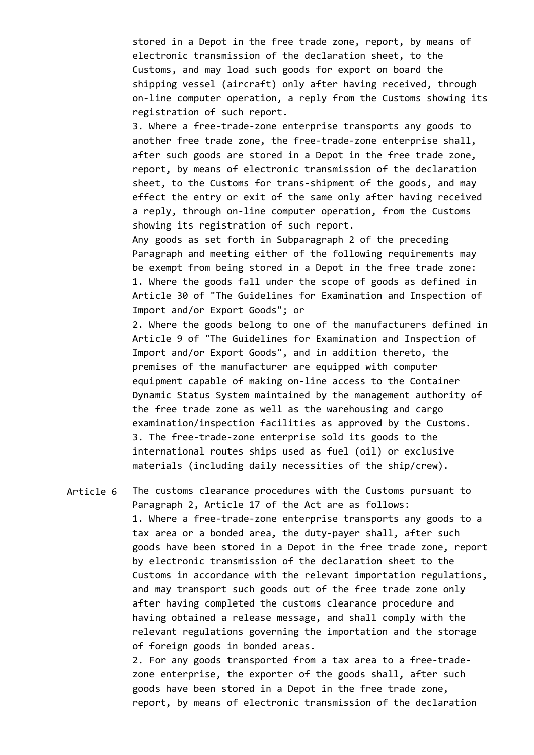stored in a Depot in the free trade zone, report, by means of electronic transmission of the declaration sheet, to the Customs, and may load such goods for export on board the shipping vessel (aircraft) only after having received, through on-line computer operation, a reply from the Customs showing its registration of such report.

3. Where a free-trade-zone enterprise transports any goods to another free trade zone, the free-trade-zone enterprise shall, after such goods are stored in a Depot in the free trade zone, report, by means of electronic transmission of the declaration sheet, to the Customs for trans-shipment of the goods, and may effect the entry or exit of the same only after having received a reply, through on-line computer operation, from the Customs showing its registration of such report.

Any goods as set forth in Subparagraph 2 of the preceding Paragraph and meeting either of the following requirements may be exempt from being stored in a Depot in the free trade zone:

1. Where the goods fall under the scope of goods as defined in Article 30 of "The Guidelines for Examination and Inspection of Import and/or Export Goods"; or
2. Where the goods belong to one of the manufacturers defined in Article 9 of "The Guidelines for Examination and Inspection of Import and/or Export Goods", and in addition thereto, the premises of the manufacturer are equipped with computer equipment capable of making on-line access to the Container Dynamic Status System maintained by the management authority of the free trade zone as well as the warehousing and cargo examination/inspection facilities as approved by the Customs.
3. The free-trade-zone enterprise sold its goods to the international routes ships used as fuel (oil) or exclusive materials (including daily necessities of the ship/crew).

Article 6 The customs clearance procedures with the Customs pursuant to Paragraph 2, Article 17 of the Act are as follows:

1. Where a free-trade-zone enterprise transports any goods to a tax area or a bonded area, the duty-payer shall, after such goods have been stored in a Depot in the free trade zone, report by electronic transmission of the declaration sheet to the Customs in accordance with the relevant importation regulations, and may transport such goods out of the free trade zone only after having completed the customs clearance procedure and having obtained a release message, and shall comply with the relevant regulations governing the importation and the storage of foreign goods in bonded areas.
2. For any goods transported from a tax area to a free-trade-zone enterprise, the exporter of the goods shall, after such goods have been stored in a Depot in the free trade zone, report, by means of electronic transmission of the declaration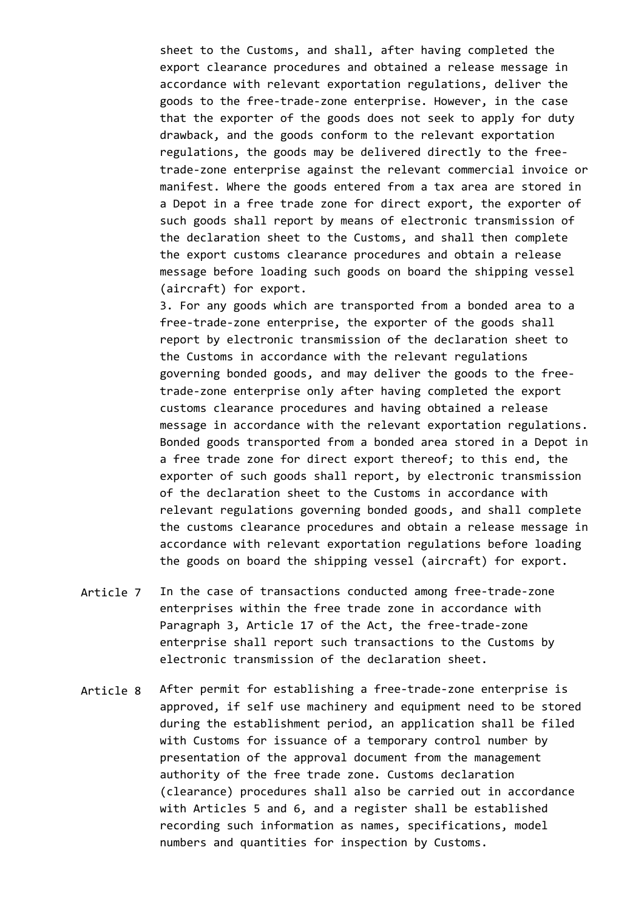sheet to the Customs, and shall, after having completed the export clearance procedures and obtained a release message in accordance with relevant exportation regulations, deliver the goods to the free-trade-zone enterprise. However, in the case that the exporter of the goods does not seek to apply for duty drawback, and the goods conform to the relevant exportation regulations, the goods may be delivered directly to the free-trade-zone enterprise against the relevant commercial invoice or manifest. Where the goods entered from a tax area are stored in a Depot in a free trade zone for direct export, the exporter of such goods shall report by means of electronic transmission of the declaration sheet to the Customs, and shall then complete the export customs clearance procedures and obtain a release message before loading such goods on board the shipping vessel (aircraft) for export.

3. For any goods which are transported from a bonded area to a free-trade-zone enterprise, the exporter of the goods shall report by electronic transmission of the declaration sheet to the Customs in accordance with the relevant regulations governing bonded goods, and may deliver the goods to the free-trade-zone enterprise only after having completed the export customs clearance procedures and having obtained a release message in accordance with the relevant exportation regulations. Bonded goods transported from a bonded area stored in a Depot in a free trade zone for direct export thereof; to this end, the exporter of such goods shall report, by electronic transmission of the declaration sheet to the Customs in accordance with relevant regulations governing bonded goods, and shall complete the customs clearance procedures and obtain a release message in accordance with relevant exportation regulations before loading the goods on board the shipping vessel (aircraft) for export.

Article 7 In the case of transactions conducted among free-trade-zone enterprises within the free trade zone in accordance with Paragraph 3, Article 17 of the Act, the free-trade-zone enterprise shall report such transactions to the Customs by electronic transmission of the declaration sheet.

Article 8 After permit for establishing a free-trade-zone enterprise is approved, if self use machinery and equipment need to be stored during the establishment period, an application shall be filed with Customs for issuance of a temporary control number by presentation of the approval document from the management authority of the free trade zone. Customs declaration (clearance) procedures shall also be carried out in accordance with Articles 5 and 6, and a register shall be established recording such information as names, specifications, model numbers and quantities for inspection by Customs.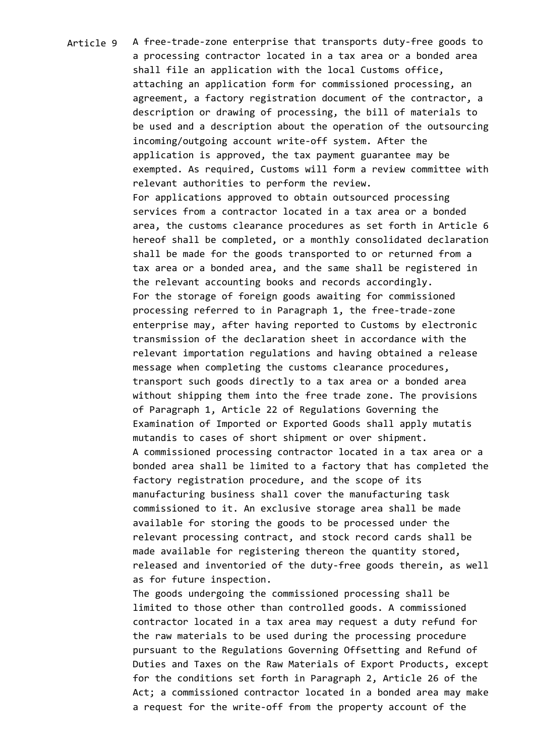Article 9 A free-trade-zone enterprise that transports duty-free goods to a processing contractor located in a tax area or a bonded area shall file an application with the local Customs office, attaching an application form for commissioned processing, an agreement, a factory registration document of the contractor, a description or drawing of processing, the bill of materials to be used and a description about the operation of the outsourcing incoming/outgoing account write-off system. After the application is approved, the tax payment guarantee may be exempted. As required, Customs will form a review committee with relevant authorities to perform the review.

For applications approved to obtain outsourced processing services from a contractor located in a tax area or a bonded area, the customs clearance procedures as set forth in Article 6 hereof shall be completed, or a monthly consolidated declaration shall be made for the goods transported to or returned from a tax area or a bonded area, and the same shall be registered in the relevant accounting books and records accordingly.

For the storage of foreign goods awaiting for commissioned processing referred to in Paragraph 1, the free-trade-zone enterprise may, after having reported to Customs by electronic transmission of the declaration sheet in accordance with the relevant importation regulations and having obtained a release message when completing the customs clearance procedures, transport such goods directly to a tax area or a bonded area without shipping them into the free trade zone. The provisions of Paragraph 1, Article 22 of Regulations Governing the Examination of Imported or Exported Goods shall apply mutatis mutandis to cases of short shipment or over shipment.

A commissioned processing contractor located in a tax area or a bonded area shall be limited to a factory that has completed the factory registration procedure, and the scope of its manufacturing business shall cover the manufacturing task commissioned to it. An exclusive storage area shall be made available for storing the goods to be processed under the relevant processing contract, and stock record cards shall be made available for registering thereon the quantity stored, released and inventoried of the duty-free goods therein, as well as for future inspection.

The goods undergoing the commissioned processing shall be limited to those other than controlled goods. A commissioned contractor located in a tax area may request a duty refund for the raw materials to be used during the processing procedure pursuant to the Regulations Governing Offsetting and Refund of Duties and Taxes on the Raw Materials of Export Products, except for the conditions set forth in Paragraph 2, Article 26 of the Act; a commissioned contractor located in a bonded area may make a request for the write-off from the property account of the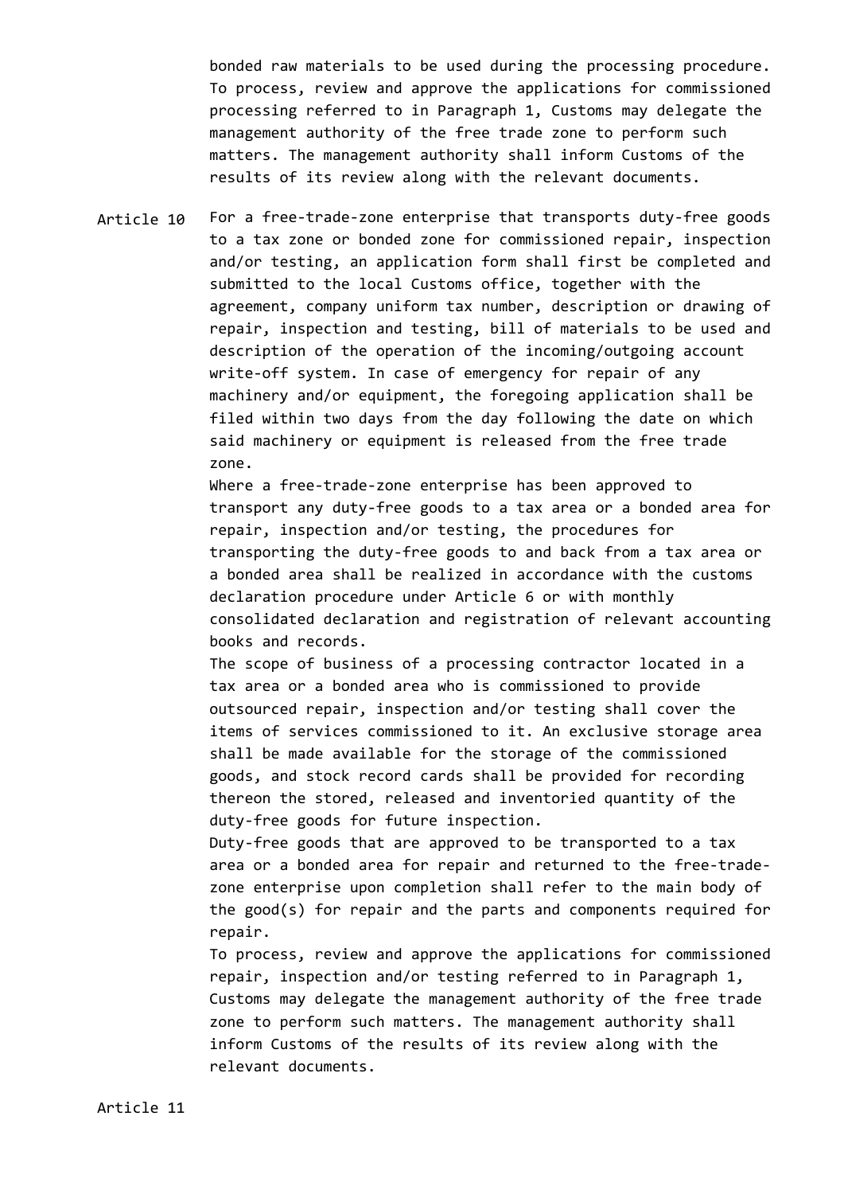bonded raw materials to be used during the processing procedure. To process, review and approve the applications for commissioned processing referred to in Paragraph 1, Customs may delegate the management authority of the free trade zone to perform such matters. The management authority shall inform Customs of the results of its review along with the relevant documents.

**Article 10** For a free-trade-zone enterprise that transports duty-free goods to a tax zone or bonded zone for commissioned repair, inspection and/or testing, an application form shall first be completed and submitted to the local Customs office, together with the agreement, company uniform tax number, description or drawing of repair, inspection and testing, bill of materials to be used and description of the operation of the incoming/outgoing account write-off system. In case of emergency for repair of any machinery and/or equipment, the foregoing application shall be filed within two days from the day following the date on which said machinery or equipment is released from the free trade zone.

Where a free-trade-zone enterprise has been approved to transport any duty-free goods to a tax area or a bonded area for repair, inspection and/or testing, the procedures for transporting the duty-free goods to and back from a tax area or a bonded area shall be realized in accordance with the customs declaration procedure under Article 6 or with monthly consolidated declaration and registration of relevant accounting books and records.

The scope of business of a processing contractor located in a tax area or a bonded area who is commissioned to provide outsourced repair, inspection and/or testing shall cover the items of services commissioned to it. An exclusive storage area shall be made available for the storage of the commissioned goods, and stock record cards shall be provided for recording thereon the stored, released and inventoried quantity of the duty-free goods for future inspection.

Duty-free goods that are approved to be transported to a tax area or a bonded area for repair and returned to the free-trade-zone enterprise upon completion shall refer to the main body of the good(s) for repair and the parts and components required for repair.

To process, review and approve the applications for commissioned repair, inspection and/or testing referred to in Paragraph 1, Customs may delegate the management authority of the free trade zone to perform such matters. The management authority shall inform Customs of the results of its review along with the relevant documents.

**Article 11**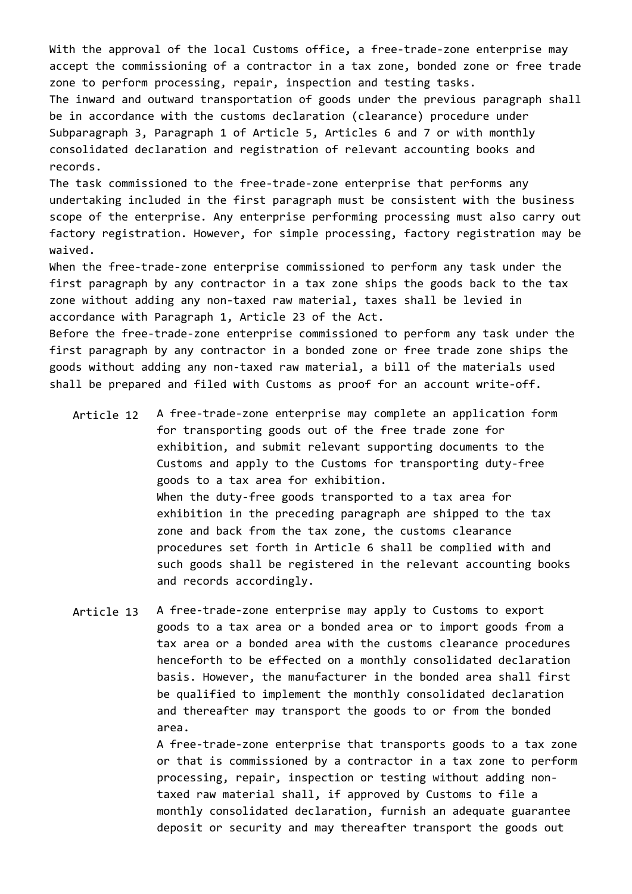With the approval of the local Customs office, a free-trade-zone enterprise may accept the commissioning of a contractor in a tax zone, bonded zone or free trade zone to perform processing, repair, inspection and testing tasks.

The inward and outward transportation of goods under the previous paragraph shall be in accordance with the customs declaration (clearance) procedure under Subparagraph 3, Paragraph 1 of Article 5, Articles 6 and 7 or with monthly consolidated declaration and registration of relevant accounting books and records.

The task commissioned to the free-trade-zone enterprise that performs any undertaking included in the first paragraph must be consistent with the business scope of the enterprise. Any enterprise performing processing must also carry out factory registration. However, for simple processing, factory registration may be waived.

When the free-trade-zone enterprise commissioned to perform any task under the first paragraph by any contractor in a tax zone ships the goods back to the tax zone without adding any non-taxed raw material, taxes shall be levied in accordance with Paragraph 1, Article 23 of the Act.

Before the free-trade-zone enterprise commissioned to perform any task under the first paragraph by any contractor in a bonded zone or free trade zone ships the goods without adding any non-taxed raw material, a bill of the materials used shall be prepared and filed with Customs as proof for an account write-off.

**Article 12** A free-trade-zone enterprise may complete an application form for transporting goods out of the free trade zone for exhibition, and submit relevant supporting documents to the Customs and apply to the Customs for transporting duty-free goods to a tax area for exhibition.

When the duty-free goods transported to a tax area for exhibition in the preceding paragraph are shipped to the tax zone and back from the tax zone, the customs clearance procedures set forth in Article 6 shall be complied with and such goods shall be registered in the relevant accounting books and records accordingly.

**Article 13** A free-trade-zone enterprise may apply to Customs to export goods to a tax area or a bonded area or to import goods from a tax area or a bonded area with the customs clearance procedures henceforth to be effected on a monthly consolidated declaration basis. However, the manufacturer in the bonded area shall first be qualified to implement the monthly consolidated declaration and thereafter may transport the goods to or from the bonded area.

A free-trade-zone enterprise that transports goods to a tax zone or that is commissioned by a contractor in a tax zone to perform processing, repair, inspection or testing without adding non-taxed raw material shall, if approved by Customs to file a monthly consolidated declaration, furnish an adequate guarantee deposit or security and may thereafter transport the goods out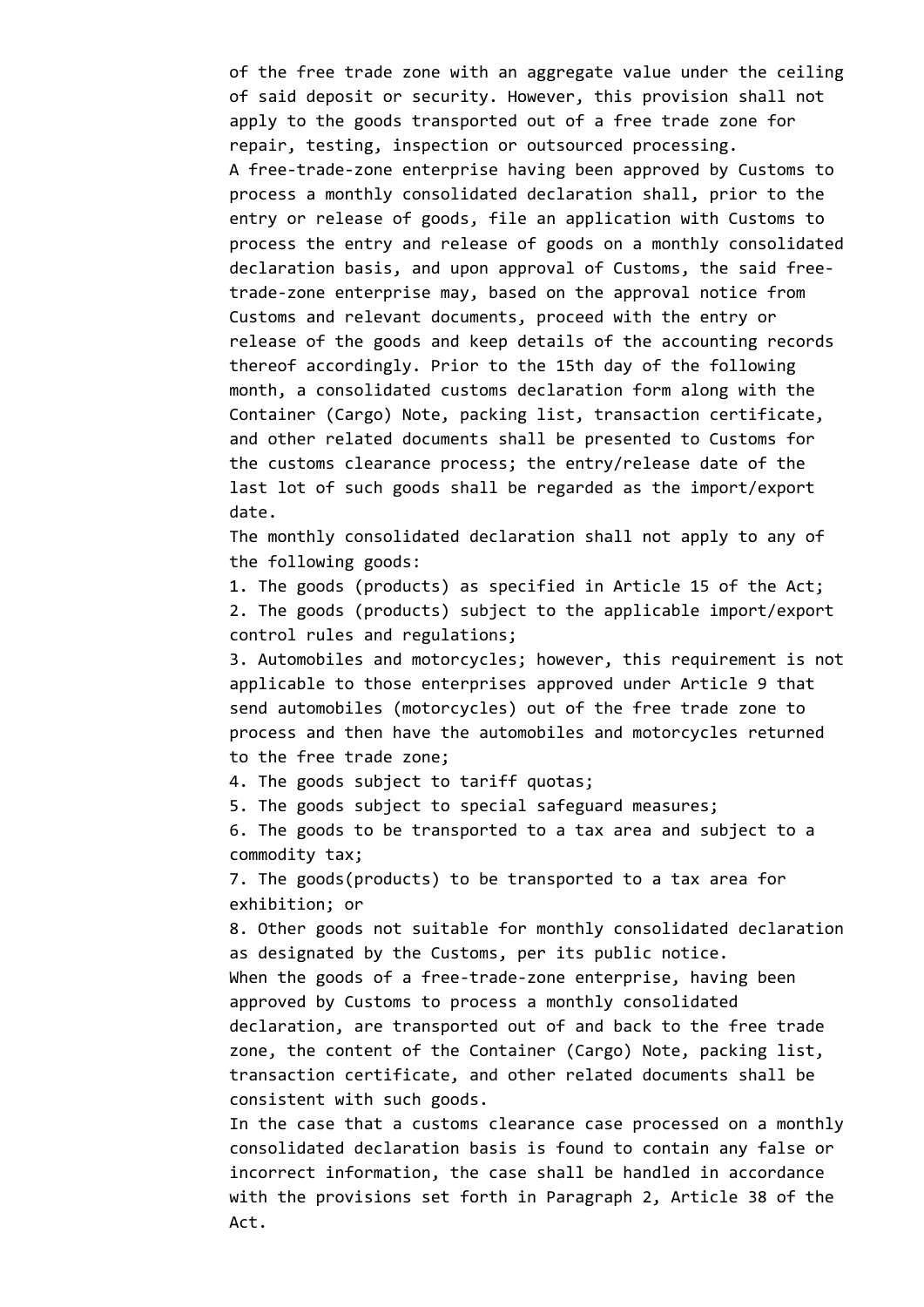of the free trade zone with an aggregate value under the ceiling of said deposit or security. However, this provision shall not apply to the goods transported out of a free trade zone for repair, testing, inspection or outsourced processing.

A free-trade-zone enterprise having been approved by Customs to process a monthly consolidated declaration shall, prior to the entry or release of goods, file an application with Customs to process the entry and release of goods on a monthly consolidated declaration basis, and upon approval of Customs, the said free-trade-zone enterprise may, based on the approval notice from Customs and relevant documents, proceed with the entry or release of the goods and keep details of the accounting records thereof accordingly. Prior to the 15th day of the following month, a consolidated customs declaration form along with the Container (Cargo) Note, packing list, transaction certificate, and other related documents shall be presented to Customs for the customs clearance process; the entry/release date of the last lot of such goods shall be regarded as the import/export date.

The monthly consolidated declaration shall not apply to any of the following goods:

1. The goods (products) as specified in Article 15 of the Act;
2. The goods (products) subject to the applicable import/export control rules and regulations;
3. Automobiles and motorcycles; however, this requirement is not applicable to those enterprises approved under Article 9 that send automobiles (motorcycles) out of the free trade zone to process and then have the automobiles and motorcycles returned to the free trade zone;
4. The goods subject to tariff quotas;
5. The goods subject to special safeguard measures;
6. The goods to be transported to a tax area and subject to a commodity tax;
7. The goods(products) to be transported to a tax area for exhibition; or
8. Other goods not suitable for monthly consolidated declaration as designated by the Customs, per its public notice.

When the goods of a free-trade-zone enterprise, having been approved by Customs to process a monthly consolidated declaration, are transported out of and back to the free trade zone, the content of the Container (Cargo) Note, packing list, transaction certificate, and other related documents shall be consistent with such goods.

In the case that a customs clearance case processed on a monthly consolidated declaration basis is found to contain any false or incorrect information, the case shall be handled in accordance with the provisions set forth in Paragraph 2, Article 38 of the Act.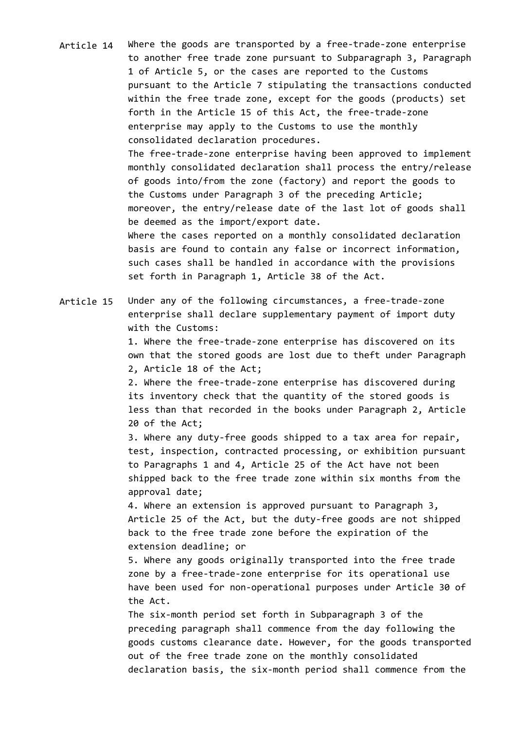**Article 14** Where the goods are transported by a free-trade-zone enterprise to another free trade zone pursuant to Subparagraph 3, Paragraph 1 of Article 5, or the cases are reported to the Customs pursuant to the Article 7 stipulating the transactions conducted within the free trade zone, except for the goods (products) set forth in the Article 15 of this Act, the free-trade-zone enterprise may apply to the Customs to use the monthly consolidated declaration procedures.

The free-trade-zone enterprise having been approved to implement monthly consolidated declaration shall process the entry/release of goods into/from the zone (factory) and report the goods to the Customs under Paragraph 3 of the preceding Article; moreover, the entry/release date of the last lot of goods shall be deemed as the import/export date.

Where the cases reported on a monthly consolidated declaration basis are found to contain any false or incorrect information, such cases shall be handled in accordance with the provisions set forth in Paragraph 1, Article 38 of the Act.

**Article 15** Under any of the following circumstances, a free-trade-zone enterprise shall declare supplementary payment of import duty with the Customs:

1. Where the free-trade-zone enterprise has discovered on its own that the stored goods are lost due to theft under Paragraph 2, Article 18 of the Act;
2. Where the free-trade-zone enterprise has discovered during its inventory check that the quantity of the stored goods is less than that recorded in the books under Paragraph 2, Article 20 of the Act;
3. Where any duty-free goods shipped to a tax area for repair, test, inspection, contracted processing, or exhibition pursuant to Paragraphs 1 and 4, Article 25 of the Act have not been shipped back to the free trade zone within six months from the approval date;
4. Where an extension is approved pursuant to Paragraph 3, Article 25 of the Act, but the duty-free goods are not shipped back to the free trade zone before the expiration of the extension deadline; or
5. Where any goods originally transported into the free trade zone by a free-trade-zone enterprise for its operational use have been used for non-operational purposes under Article 30 of the Act.

The six-month period set forth in Subparagraph 3 of the preceding paragraph shall commence from the day following the goods customs clearance date. However, for the goods transported out of the free trade zone on the monthly consolidated declaration basis, the six-month period shall commence from the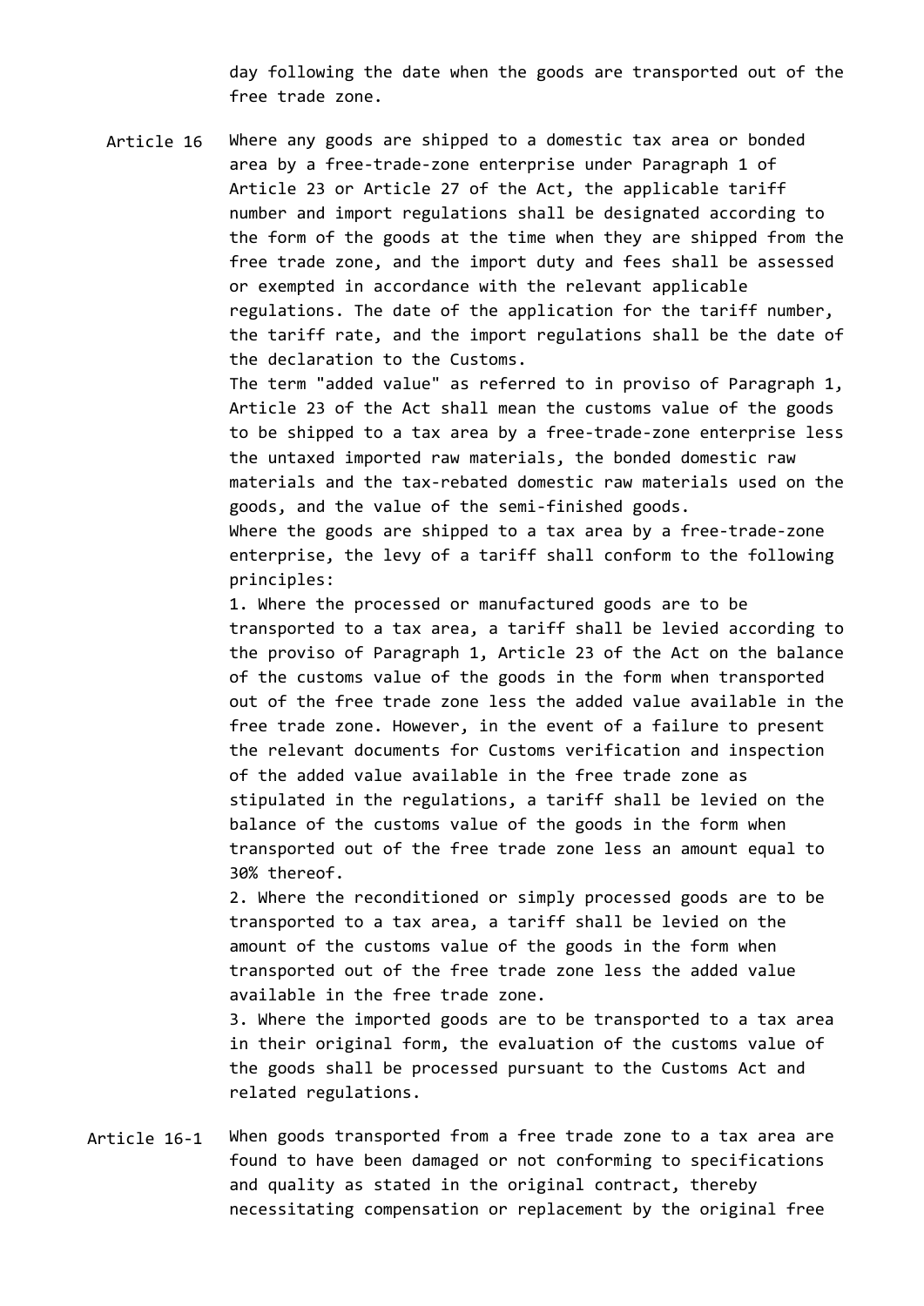day following the date when the goods are transported out of the free trade zone.

Article 16 Where any goods are shipped to a domestic tax area or bonded area by a free-trade-zone enterprise under Paragraph 1 of Article 23 or Article 27 of the Act, the applicable tariff number and import regulations shall be designated according to the form of the goods at the time when they are shipped from the free trade zone, and the import duty and fees shall be assessed or exempted in accordance with the relevant applicable regulations. The date of the application for the tariff number, the tariff rate, and the import regulations shall be the date of the declaration to the Customs.

The term "added value" as referred to in proviso of Paragraph 1, Article 23 of the Act shall mean the customs value of the goods to be shipped to a tax area by a free-trade-zone enterprise less the untaxed imported raw materials, the bonded domestic raw materials and the tax-rebated domestic raw materials used on the goods, and the value of the semi-finished goods.

Where the goods are shipped to a tax area by a free-trade-zone enterprise, the levy of a tariff shall conform to the following principles:

1. Where the processed or manufactured goods are to be transported to a tax area, a tariff shall be levied according to the proviso of Paragraph 1, Article 23 of the Act on the balance of the customs value of the goods in the form when transported out of the free trade zone less the added value available in the free trade zone. However, in the event of a failure to present the relevant documents for Customs verification and inspection of the added value available in the free trade zone as stipulated in the regulations, a tariff shall be levied on the balance of the customs value of the goods in the form when transported out of the free trade zone less an amount equal to 30% thereof.
2. Where the reconditioned or simply processed goods are to be transported to a tax area, a tariff shall be levied on the amount of the customs value of the goods in the form when transported out of the free trade zone less the added value available in the free trade zone.
3. Where the imported goods are to be transported to a tax area in their original form, the evaluation of the customs value of the goods shall be processed pursuant to the Customs Act and related regulations.

Article 16-1 When goods transported from a free trade zone to a tax area are found to have been damaged or not conforming to specifications and quality as stated in the original contract, thereby necessitating compensation or replacement by the original free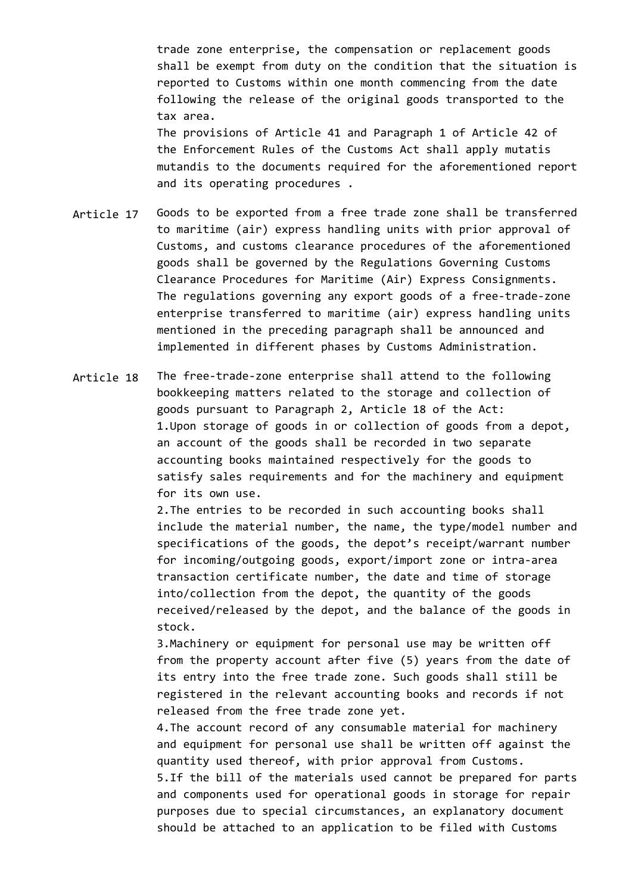trade zone enterprise, the compensation or replacement goods shall be exempt from duty on the condition that the situation is reported to Customs within one month commencing from the date following the release of the original goods transported to the tax area.

The provisions of Article 41 and Paragraph 1 of Article 42 of the Enforcement Rules of the Customs Act shall apply mutatis mutandis to the documents required for the aforementioned report and its operating procedures .

Article 17 Goods to be exported from a free trade zone shall be transferred to maritime (air) express handling units with prior approval of Customs, and customs clearance procedures of the aforementioned goods shall be governed by the Regulations Governing Customs Clearance Procedures for Maritime (Air) Express Consignments.

The regulations governing any export goods of a free-trade-zone enterprise transferred to maritime (air) express handling units mentioned in the preceding paragraph shall be announced and implemented in different phases by Customs Administration.

Article 18 The free-trade-zone enterprise shall attend to the following bookkeeping matters related to the storage and collection of goods pursuant to Paragraph 2, Article 18 of the Act:

1.Upon storage of goods in or collection of goods from a depot, an account of the goods shall be recorded in two separate accounting books maintained respectively for the goods to satisfy sales requirements and for the machinery and equipment for its own use.

2.The entries to be recorded in such accounting books shall include the material number, the name, the type/model number and specifications of the goods, the depot's receipt/warrant number for incoming/outgoing goods, export/import zone or intra-area transaction certificate number, the date and time of storage into/collection from the depot, the quantity of the goods received/released by the depot, and the balance of the goods in stock.

3.Machinery or equipment for personal use may be written off from the property account after five (5) years from the date of its entry into the free trade zone. Such goods shall still be registered in the relevant accounting books and records if not released from the free trade zone yet.

4.The account record of any consumable material for machinery and equipment for personal use shall be written off against the quantity used thereof, with prior approval from Customs.

5.If the bill of the materials used cannot be prepared for parts and components used for operational goods in storage for repair purposes due to special circumstances, an explanatory document should be attached to an application to be filed with Customs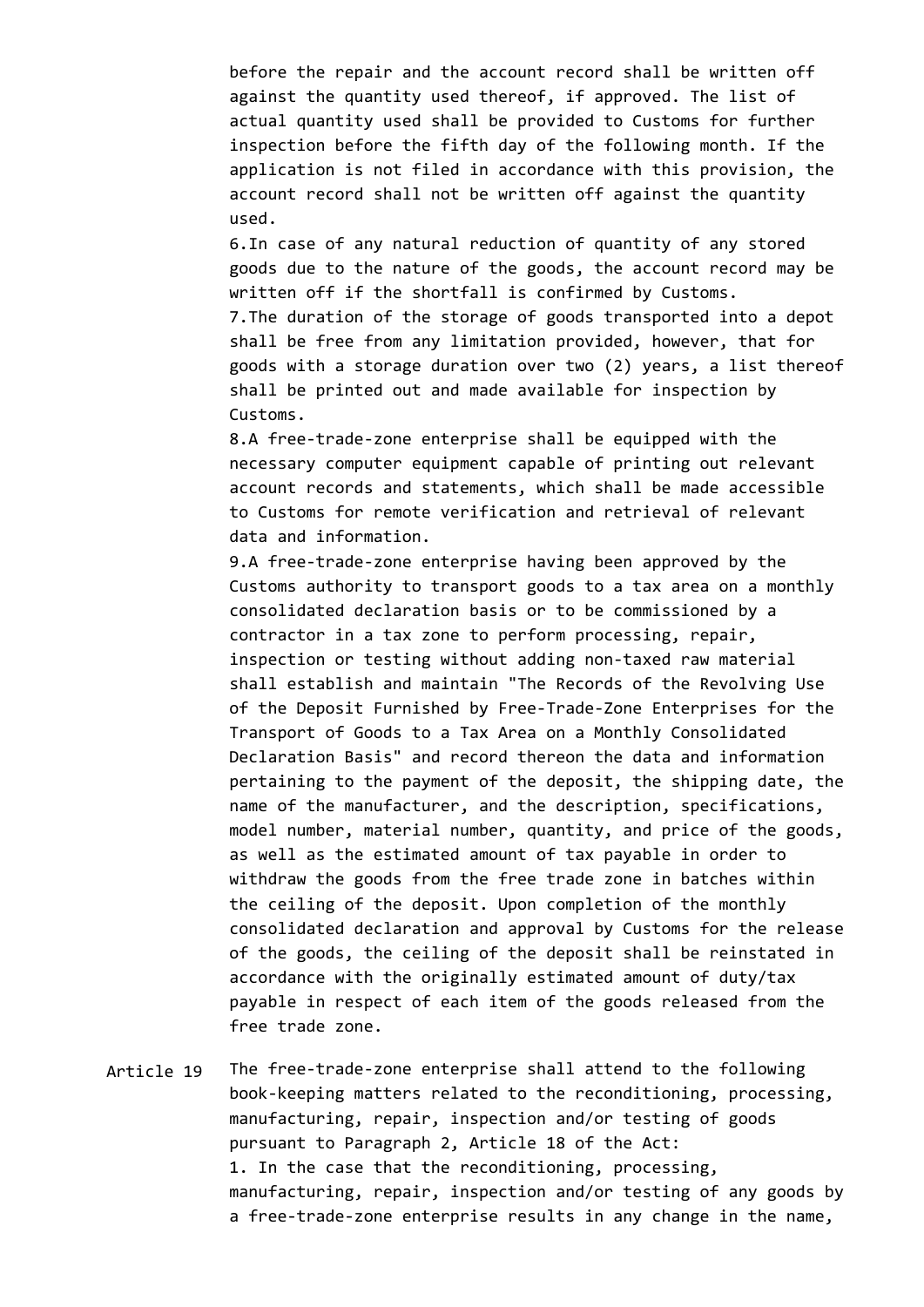before the repair and the account record shall be written off against the quantity used thereof, if approved. The list of actual quantity used shall be provided to Customs for further inspection before the fifth day of the following month. If the application is not filed in accordance with this provision, the account record shall not be written off against the quantity used.

6.In case of any natural reduction of quantity of any stored goods due to the nature of the goods, the account record may be written off if the shortfall is confirmed by Customs.

7.The duration of the storage of goods transported into a depot shall be free from any limitation provided, however, that for goods with a storage duration over two (2) years, a list thereof shall be printed out and made available for inspection by Customs.

8.A free-trade-zone enterprise shall be equipped with the necessary computer equipment capable of printing out relevant account records and statements, which shall be made accessible to Customs for remote verification and retrieval of relevant data and information.

9.A free-trade-zone enterprise having been approved by the Customs authority to transport goods to a tax area on a monthly consolidated declaration basis or to be commissioned by a contractor in a tax zone to perform processing, repair, inspection or testing without adding non-taxed raw material shall establish and maintain "The Records of the Revolving Use of the Deposit Furnished by Free-Trade-Zone Enterprises for the Transport of Goods to a Tax Area on a Monthly Consolidated Declaration Basis" and record thereon the data and information pertaining to the payment of the deposit, the shipping date, the name of the manufacturer, and the description, specifications, model number, material number, quantity, and price of the goods, as well as the estimated amount of tax payable in order to withdraw the goods from the free trade zone in batches within the ceiling of the deposit. Upon completion of the monthly consolidated declaration and approval by Customs for the release of the goods, the ceiling of the deposit shall be reinstated in accordance with the originally estimated amount of duty/tax payable in respect of each item of the goods released from the free trade zone.

Article 19 The free-trade-zone enterprise shall attend to the following book-keeping matters related to the reconditioning, processing, manufacturing, repair, inspection and/or testing of goods pursuant to Paragraph 2, Article 18 of the Act:

1. In the case that the reconditioning, processing, manufacturing, repair, inspection and/or testing of any goods by a free-trade-zone enterprise results in any change in the name,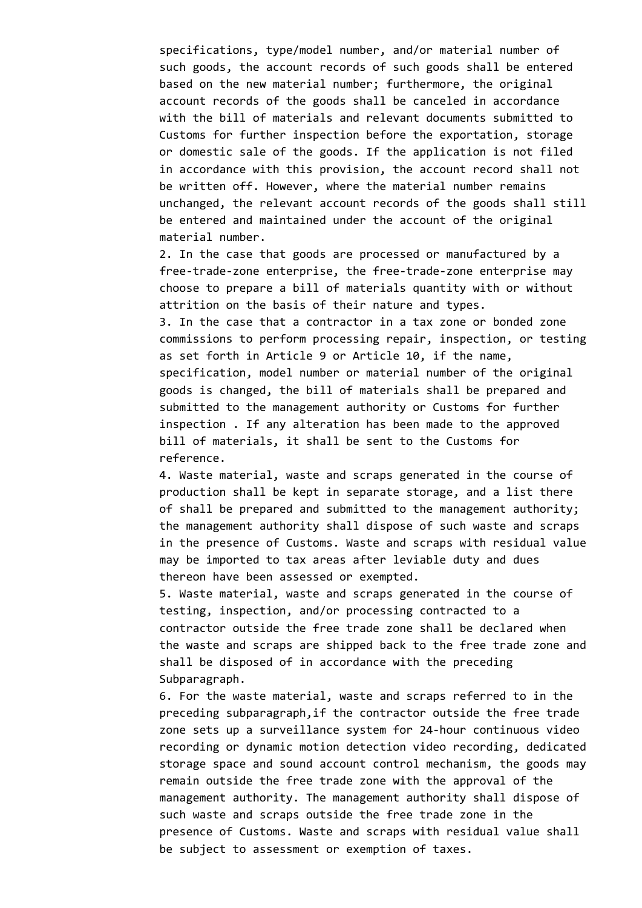specifications, type/model number, and/or material number of such goods, the account records of such goods shall be entered based on the new material number; furthermore, the original account records of the goods shall be canceled in accordance with the bill of materials and relevant documents submitted to Customs for further inspection before the exportation, storage or domestic sale of the goods. If the application is not filed in accordance with this provision, the account record shall not be written off. However, where the material number remains unchanged, the relevant account records of the goods shall still be entered and maintained under the account of the original material number.

2. In the case that goods are processed or manufactured by a free-trade-zone enterprise, the free-trade-zone enterprise may choose to prepare a bill of materials quantity with or without attrition on the basis of their nature and types.

3. In the case that a contractor in a tax zone or bonded zone commissions to perform processing repair, inspection, or testing as set forth in Article 9 or Article 10, if the name, specification, model number or material number of the original goods is changed, the bill of materials shall be prepared and submitted to the management authority or Customs for further inspection . If any alteration has been made to the approved bill of materials, it shall be sent to the Customs for reference.

4. Waste material, waste and scraps generated in the course of production shall be kept in separate storage, and a list there of shall be prepared and submitted to the management authority; the management authority shall dispose of such waste and scraps in the presence of Customs. Waste and scraps with residual value may be imported to tax areas after leviable duty and dues thereon have been assessed or exempted.

5. Waste material, waste and scraps generated in the course of testing, inspection, and/or processing contracted to a contractor outside the free trade zone shall be declared when the waste and scraps are shipped back to the free trade zone and shall be disposed of in accordance with the preceding Subparagraph.

6. For the waste material, waste and scraps referred to in the preceding subparagraph,if the contractor outside the free trade zone sets up a surveillance system for 24-hour continuous video recording or dynamic motion detection video recording, dedicated storage space and sound account control mechanism, the goods may remain outside the free trade zone with the approval of the management authority. The management authority shall dispose of such waste and scraps outside the free trade zone in the presence of Customs. Waste and scraps with residual value shall be subject to assessment or exemption of taxes.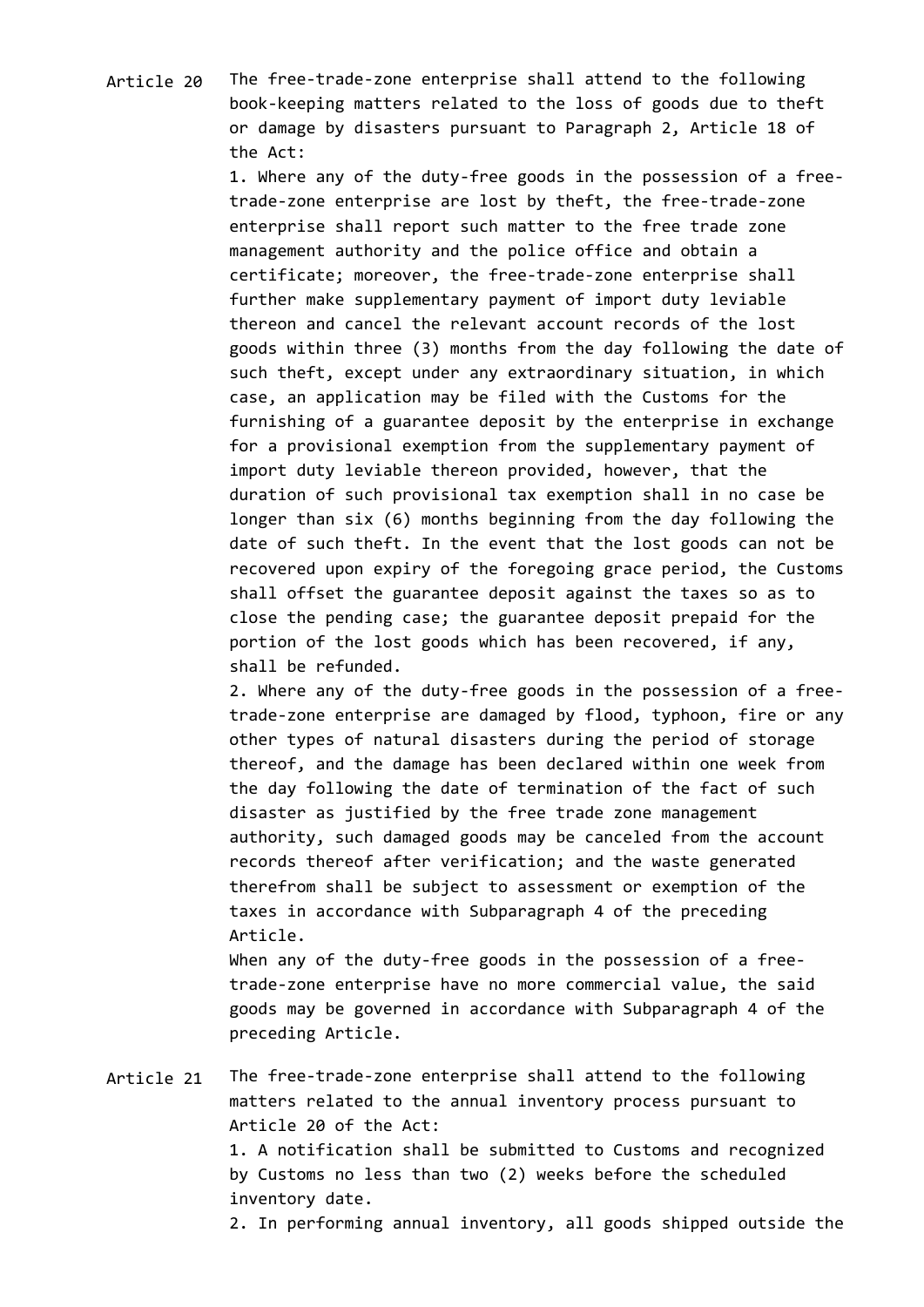Article 20 The free-trade-zone enterprise shall attend to the following book-keeping matters related to the loss of goods due to theft or damage by disasters pursuant to Paragraph 2, Article 18 of the Act:

1. Where any of the duty-free goods in the possession of a free-trade-zone enterprise are lost by theft, the free-trade-zone enterprise shall report such matter to the free trade zone management authority and the police office and obtain a certificate; moreover, the free-trade-zone enterprise shall further make supplementary payment of import duty leviable thereon and cancel the relevant account records of the lost goods within three (3) months from the day following the date of such theft, except under any extraordinary situation, in which case, an application may be filed with the Customs for the furnishing of a guarantee deposit by the enterprise in exchange for a provisional exemption from the supplementary payment of import duty leviable thereon provided, however, that the duration of such provisional tax exemption shall in no case be longer than six (6) months beginning from the day following the date of such theft. In the event that the lost goods can not be recovered upon expiry of the foregoing grace period, the Customs shall offset the guarantee deposit against the taxes so as to close the pending case; the guarantee deposit prepaid for the portion of the lost goods which has been recovered, if any, shall be refunded.

2. Where any of the duty-free goods in the possession of a free-trade-zone enterprise are damaged by flood, typhoon, fire or any other types of natural disasters during the period of storage thereof, and the damage has been declared within one week from the day following the date of termination of the fact of such disaster as justified by the free trade zone management authority, such damaged goods may be canceled from the account records thereof after verification; and the waste generated therefrom shall be subject to assessment or exemption of the taxes in accordance with Subparagraph 4 of the preceding Article.

When any of the duty-free goods in the possession of a free-trade-zone enterprise have no more commercial value, the said goods may be governed in accordance with Subparagraph 4 of the preceding Article.

Article 21 The free-trade-zone enterprise shall attend to the following matters related to the annual inventory process pursuant to Article 20 of the Act:

1. A notification shall be submitted to Customs and recognized by Customs no less than two (2) weeks before the scheduled inventory date.

2. In performing annual inventory, all goods shipped outside the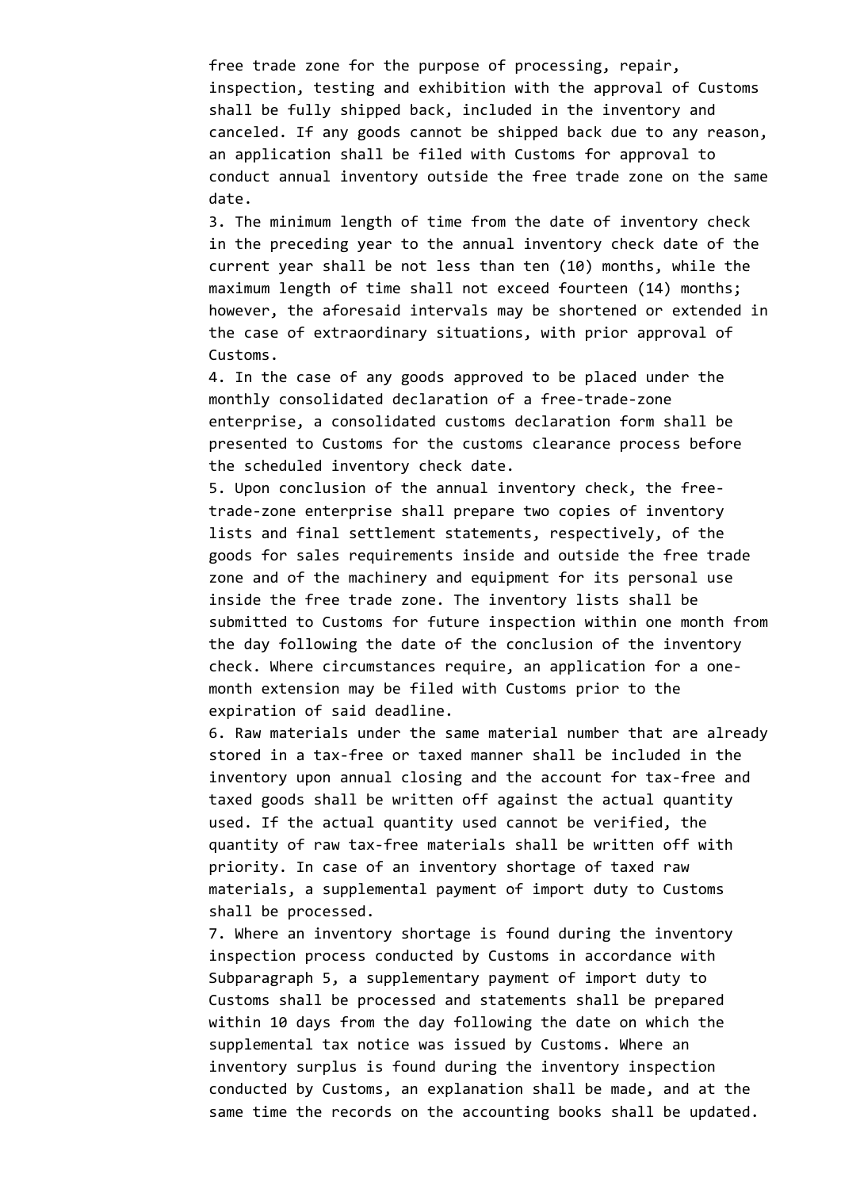free trade zone for the purpose of processing, repair, inspection, testing and exhibition with the approval of Customs shall be fully shipped back, included in the inventory and canceled. If any goods cannot be shipped back due to any reason, an application shall be filed with Customs for approval to conduct annual inventory outside the free trade zone on the same date.

3. The minimum length of time from the date of inventory check in the preceding year to the annual inventory check date of the current year shall be not less than ten (10) months, while the maximum length of time shall not exceed fourteen (14) months; however, the aforesaid intervals may be shortened or extended in the case of extraordinary situations, with prior approval of Customs.

4. In the case of any goods approved to be placed under the monthly consolidated declaration of a free-trade-zone enterprise, a consolidated customs declaration form shall be presented to Customs for the customs clearance process before the scheduled inventory check date.

5. Upon conclusion of the annual inventory check, the free-trade-zone enterprise shall prepare two copies of inventory lists and final settlement statements, respectively, of the goods for sales requirements inside and outside the free trade zone and of the machinery and equipment for its personal use inside the free trade zone. The inventory lists shall be submitted to Customs for future inspection within one month from the day following the date of the conclusion of the inventory check. Where circumstances require, an application for a one-month extension may be filed with Customs prior to the expiration of said deadline.

6. Raw materials under the same material number that are already stored in a tax-free or taxed manner shall be included in the inventory upon annual closing and the account for tax-free and taxed goods shall be written off against the actual quantity used. If the actual quantity used cannot be verified, the quantity of raw tax-free materials shall be written off with priority. In case of an inventory shortage of taxed raw materials, a supplemental payment of import duty to Customs shall be processed.

7. Where an inventory shortage is found during the inventory inspection process conducted by Customs in accordance with Subparagraph 5, a supplementary payment of import duty to Customs shall be processed and statements shall be prepared within 10 days from the day following the date on which the supplemental tax notice was issued by Customs. Where an inventory surplus is found during the inventory inspection conducted by Customs, an explanation shall be made, and at the same time the records on the accounting books shall be updated.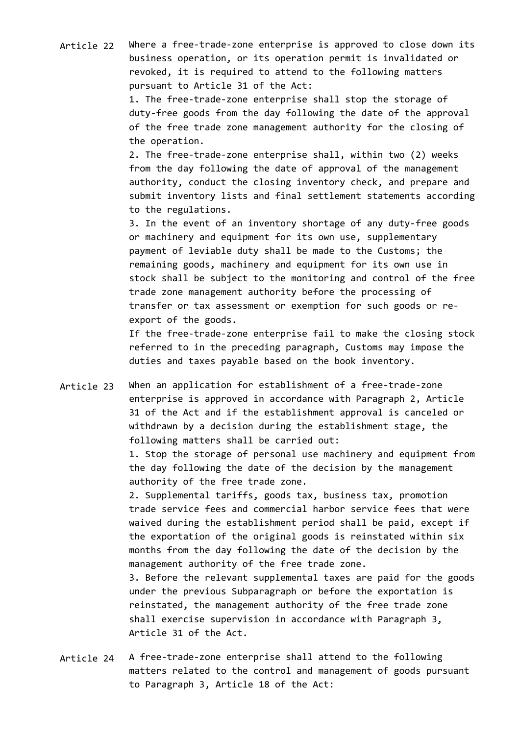Article 22 Where a free-trade-zone enterprise is approved to close down its business operation, or its operation permit is invalidated or revoked, it is required to attend to the following matters pursuant to Article 31 of the Act:

1. The free-trade-zone enterprise shall stop the storage of duty-free goods from the day following the date of the approval of the free trade zone management authority for the closing of the operation.

2. The free-trade-zone enterprise shall, within two (2) weeks from the day following the date of approval of the management authority, conduct the closing inventory check, and prepare and submit inventory lists and final settlement statements according to the regulations.

3. In the event of an inventory shortage of any duty-free goods or machinery and equipment for its own use, supplementary payment of leviable duty shall be made to the Customs; the remaining goods, machinery and equipment for its own use in stock shall be subject to the monitoring and control of the free trade zone management authority before the processing of transfer or tax assessment or exemption for such goods or re-export of the goods.

If the free-trade-zone enterprise fail to make the closing stock referred to in the preceding paragraph, Customs may impose the duties and taxes payable based on the book inventory.

Article 23 When an application for establishment of a free-trade-zone enterprise is approved in accordance with Paragraph 2, Article 31 of the Act and if the establishment approval is canceled or withdrawn by a decision during the establishment stage, the following matters shall be carried out:

1. Stop the storage of personal use machinery and equipment from the day following the date of the decision by the management authority of the free trade zone.

2. Supplemental tariffs, goods tax, business tax, promotion trade service fees and commercial harbor service fees that were waived during the establishment period shall be paid, except if the exportation of the original goods is reinstated within six months from the day following the date of the decision by the management authority of the free trade zone.

3. Before the relevant supplemental taxes are paid for the goods under the previous Subparagraph or before the exportation is reinstated, the management authority of the free trade zone shall exercise supervision in accordance with Paragraph 3, Article 31 of the Act.

Article 24 A free-trade-zone enterprise shall attend to the following matters related to the control and management of goods pursuant to Paragraph 3, Article 18 of the Act: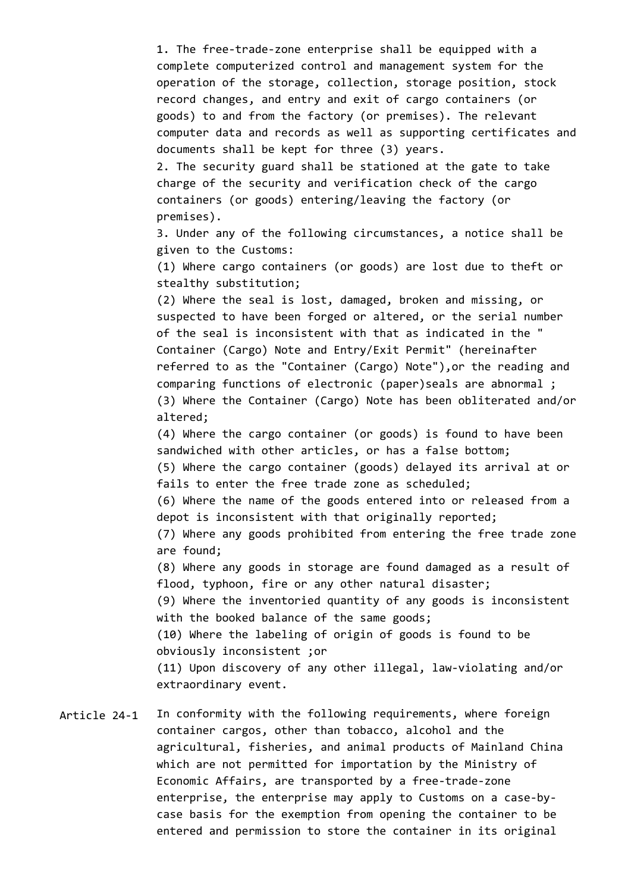1. The free-trade-zone enterprise shall be equipped with a complete computerized control and management system for the operation of the storage, collection, storage position, stock record changes, and entry and exit of cargo containers (or goods) to and from the factory (or premises). The relevant computer data and records as well as supporting certificates and documents shall be kept for three (3) years.
2. The security guard shall be stationed at the gate to take charge of the security and verification check of the cargo containers (or goods) entering/leaving the factory (or premises).
3. Under any of the following circumstances, a notice shall be given to the Customs:
(1) Where cargo containers (or goods) are lost due to theft or stealthy substitution;
(2) Where the seal is lost, damaged, broken and missing, or suspected to have been forged or altered, or the serial number of the seal is inconsistent with that as indicated in the " Container (Cargo) Note and Entry/Exit Permit" (hereinafter referred to as the "Container (Cargo) Note"),or the reading and comparing functions of electronic (paper)seals are abnormal ;
(3) Where the Container (Cargo) Note has been obliterated and/or altered;
(4) Where the cargo container (or goods) is found to have been sandwiched with other articles, or has a false bottom;
(5) Where the cargo container (goods) delayed its arrival at or fails to enter the free trade zone as scheduled;
(6) Where the name of the goods entered into or released from a depot is inconsistent with that originally reported;
(7) Where any goods prohibited from entering the free trade zone are found;
(8) Where any goods in storage are found damaged as a result of flood, typhoon, fire or any other natural disaster;
(9) Where the inventoried quantity of any goods is inconsistent with the booked balance of the same goods;
(10) Where the labeling of origin of goods is found to be obviously inconsistent ;or
(11) Upon discovery of any other illegal, law-violating and/or extraordinary event.

Article 24-1 In conformity with the following requirements, where foreign container cargos, other than tobacco, alcohol and the agricultural, fisheries, and animal products of Mainland China which are not permitted for importation by the Ministry of Economic Affairs, are transported by a free-trade-zone enterprise, the enterprise may apply to Customs on a case-by-case basis for the exemption from opening the container to be entered and permission to store the container in its original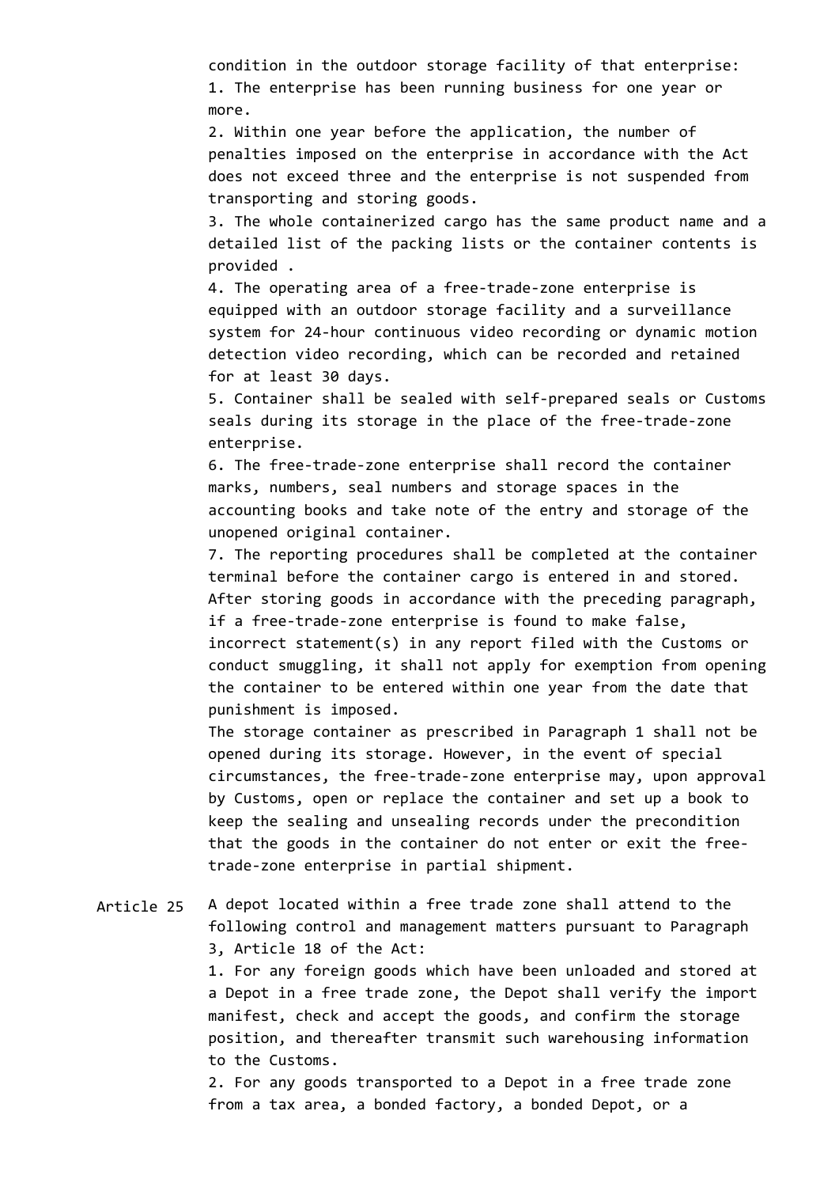condition in the outdoor storage facility of that enterprise:

1. The enterprise has been running business for one year or more.
2. Within one year before the application, the number of penalties imposed on the enterprise in accordance with the Act does not exceed three and the enterprise is not suspended from transporting and storing goods.
3. The whole containerized cargo has the same product name and a detailed list of the packing lists or the container contents is provided .
4. The operating area of a free-trade-zone enterprise is equipped with an outdoor storage facility and a surveillance system for 24-hour continuous video recording or dynamic motion detection video recording, which can be recorded and retained for at least 30 days.
5. Container shall be sealed with self-prepared seals or Customs seals during its storage in the place of the free-trade-zone enterprise.
6. The free-trade-zone enterprise shall record the container marks, numbers, seal numbers and storage spaces in the accounting books and take note of the entry and storage of the unopened original container.
7. The reporting procedures shall be completed at the container terminal before the container cargo is entered in and stored.

After storing goods in accordance with the preceding paragraph, if a free-trade-zone enterprise is found to make false, incorrect statement(s) in any report filed with the Customs or conduct smuggling, it shall not apply for exemption from opening the container to be entered within one year from the date that punishment is imposed.

The storage container as prescribed in Paragraph 1 shall not be opened during its storage. However, in the event of special circumstances, the free-trade-zone enterprise may, upon approval by Customs, open or replace the container and set up a book to keep the sealing and unsealing records under the precondition that the goods in the container do not enter or exit the free-trade-zone enterprise in partial shipment.

Article 25 A depot located within a free trade zone shall attend to the following control and management matters pursuant to Paragraph 3, Article 18 of the Act:

1. For any foreign goods which have been unloaded and stored at a Depot in a free trade zone, the Depot shall verify the import manifest, check and accept the goods, and confirm the storage position, and thereafter transmit such warehousing information to the Customs.
2. For any goods transported to a Depot in a free trade zone from a tax area, a bonded factory, a bonded Depot, or a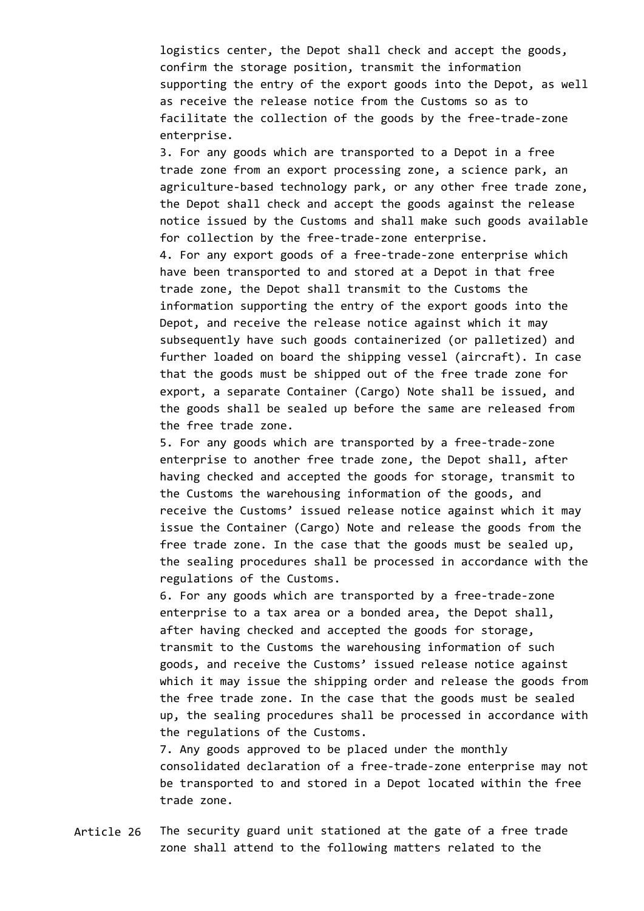logistics center, the Depot shall check and accept the goods, confirm the storage position, transmit the information supporting the entry of the export goods into the Depot, as well as receive the release notice from the Customs so as to facilitate the collection of the goods by the free-trade-zone enterprise.

3. For any goods which are transported to a Depot in a free trade zone from an export processing zone, a science park, an agriculture-based technology park, or any other free trade zone, the Depot shall check and accept the goods against the release notice issued by the Customs and shall make such goods available for collection by the free-trade-zone enterprise.

4. For any export goods of a free-trade-zone enterprise which have been transported to and stored at a Depot in that free trade zone, the Depot shall transmit to the Customs the information supporting the entry of the export goods into the Depot, and receive the release notice against which it may subsequently have such goods containerized (or palletized) and further loaded on board the shipping vessel (aircraft). In case that the goods must be shipped out of the free trade zone for export, a separate Container (Cargo) Note shall be issued, and the goods shall be sealed up before the same are released from the free trade zone.

5. For any goods which are transported by a free-trade-zone enterprise to another free trade zone, the Depot shall, after having checked and accepted the goods for storage, transmit to the Customs the warehousing information of the goods, and receive the Customs' issued release notice against which it may issue the Container (Cargo) Note and release the goods from the free trade zone. In the case that the goods must be sealed up, the sealing procedures shall be processed in accordance with the regulations of the Customs.

6. For any goods which are transported by a free-trade-zone enterprise to a tax area or a bonded area, the Depot shall, after having checked and accepted the goods for storage, transmit to the Customs the warehousing information of such goods, and receive the Customs' issued release notice against which it may issue the shipping order and release the goods from the free trade zone. In the case that the goods must be sealed up, the sealing procedures shall be processed in accordance with the regulations of the Customs.

7. Any goods approved to be placed under the monthly consolidated declaration of a free-trade-zone enterprise may not be transported to and stored in a Depot located within the free trade zone.

Article 26 The security guard unit stationed at the gate of a free trade zone shall attend to the following matters related to the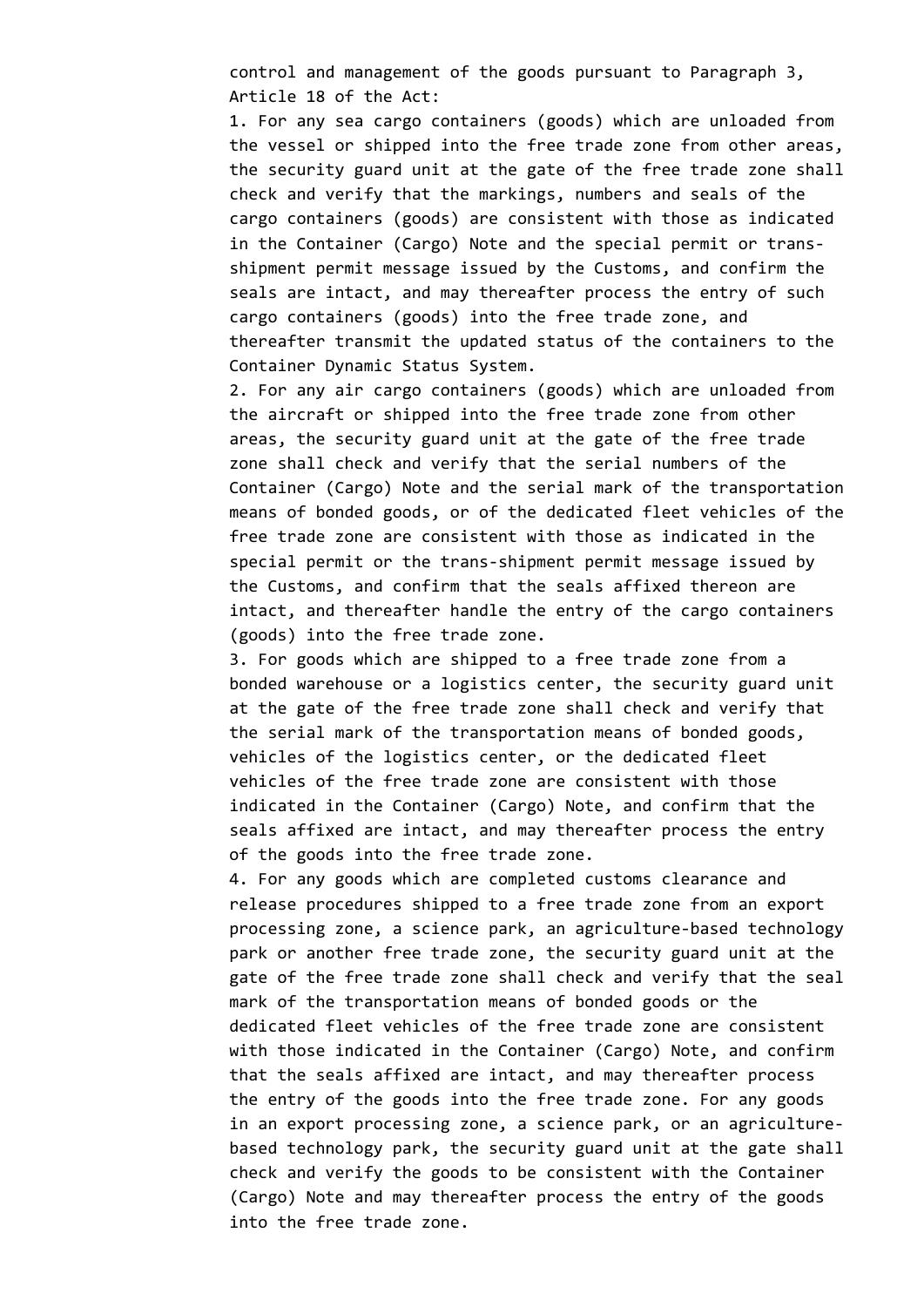control and management of the goods pursuant to Paragraph 3, Article 18 of the Act:

1. For any sea cargo containers (goods) which are unloaded from the vessel or shipped into the free trade zone from other areas, the security guard unit at the gate of the free trade zone shall check and verify that the markings, numbers and seals of the cargo containers (goods) are consistent with those as indicated in the Container (Cargo) Note and the special permit or trans-shipment permit message issued by the Customs, and confirm the seals are intact, and may thereafter process the entry of such cargo containers (goods) into the free trade zone, and thereafter transmit the updated status of the containers to the Container Dynamic Status System.
2. For any air cargo containers (goods) which are unloaded from the aircraft or shipped into the free trade zone from other areas, the security guard unit at the gate of the free trade zone shall check and verify that the serial numbers of the Container (Cargo) Note and the serial mark of the transportation means of bonded goods, or of the dedicated fleet vehicles of the free trade zone are consistent with those as indicated in the special permit or the trans-shipment permit message issued by the Customs, and confirm that the seals affixed thereon are intact, and thereafter handle the entry of the cargo containers (goods) into the free trade zone.
3. For goods which are shipped to a free trade zone from a bonded warehouse or a logistics center, the security guard unit at the gate of the free trade zone shall check and verify that the serial mark of the transportation means of bonded goods, vehicles of the logistics center, or the dedicated fleet vehicles of the free trade zone are consistent with those indicated in the Container (Cargo) Note, and confirm that the seals affixed are intact, and may thereafter process the entry of the goods into the free trade zone.
4. For any goods which are completed customs clearance and release procedures shipped to a free trade zone from an export processing zone, a science park, an agriculture-based technology park or another free trade zone, the security guard unit at the gate of the free trade zone shall check and verify that the seal mark of the transportation means of bonded goods or the dedicated fleet vehicles of the free trade zone are consistent with those indicated in the Container (Cargo) Note, and confirm that the seals affixed are intact, and may thereafter process the entry of the goods into the free trade zone. For any goods in an export processing zone, a science park, or an agriculture-based technology park, the security guard unit at the gate shall check and verify the goods to be consistent with the Container (Cargo) Note and may thereafter process the entry of the goods into the free trade zone.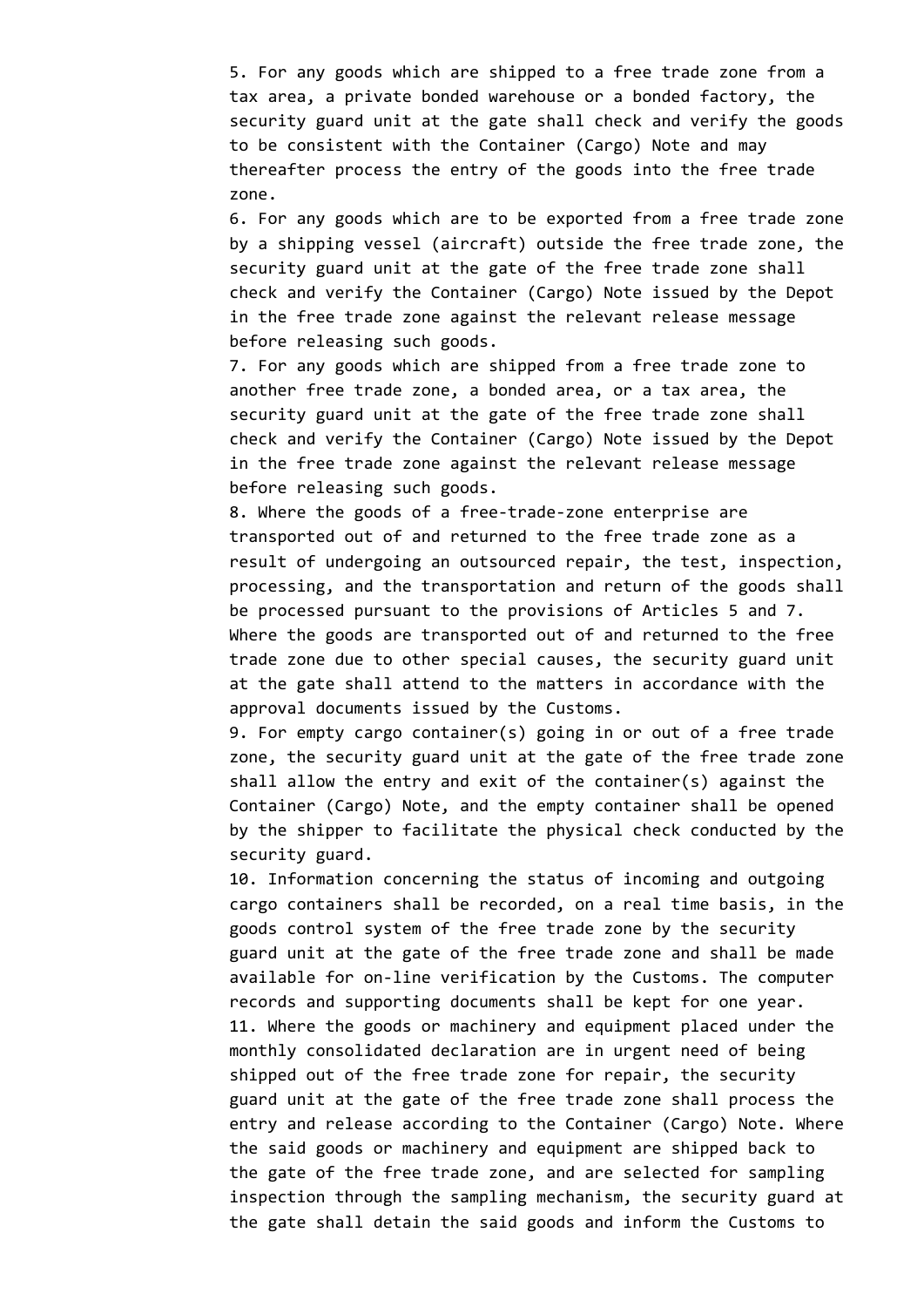5. For any goods which are shipped to a free trade zone from a tax area, a private bonded warehouse or a bonded factory, the security guard unit at the gate shall check and verify the goods to be consistent with the Container (Cargo) Note and may thereafter process the entry of the goods into the free trade zone.

6. For any goods which are to be exported from a free trade zone by a shipping vessel (aircraft) outside the free trade zone, the security guard unit at the gate of the free trade zone shall check and verify the Container (Cargo) Note issued by the Depot in the free trade zone against the relevant release message before releasing such goods.

7. For any goods which are shipped from a free trade zone to another free trade zone, a bonded area, or a tax area, the security guard unit at the gate of the free trade zone shall check and verify the Container (Cargo) Note issued by the Depot in the free trade zone against the relevant release message before releasing such goods.

8. Where the goods of a free-trade-zone enterprise are transported out of and returned to the free trade zone as a result of undergoing an outsourced repair, the test, inspection, processing, and the transportation and return of the goods shall be processed pursuant to the provisions of Articles 5 and 7. Where the goods are transported out of and returned to the free trade zone due to other special causes, the security guard unit at the gate shall attend to the matters in accordance with the approval documents issued by the Customs.

9. For empty cargo container(s) going in or out of a free trade zone, the security guard unit at the gate of the free trade zone shall allow the entry and exit of the container(s) against the Container (Cargo) Note, and the empty container shall be opened by the shipper to facilitate the physical check conducted by the security guard.

10. Information concerning the status of incoming and outgoing cargo containers shall be recorded, on a real time basis, in the goods control system of the free trade zone by the security guard unit at the gate of the free trade zone and shall be made available for on-line verification by the Customs. The computer records and supporting documents shall be kept for one year.

11. Where the goods or machinery and equipment placed under the monthly consolidated declaration are in urgent need of being shipped out of the free trade zone for repair, the security guard unit at the gate of the free trade zone shall process the entry and release according to the Container (Cargo) Note. Where the said goods or machinery and equipment are shipped back to the gate of the free trade zone, and are selected for sampling inspection through the sampling mechanism, the security guard at the gate shall detain the said goods and inform the Customs to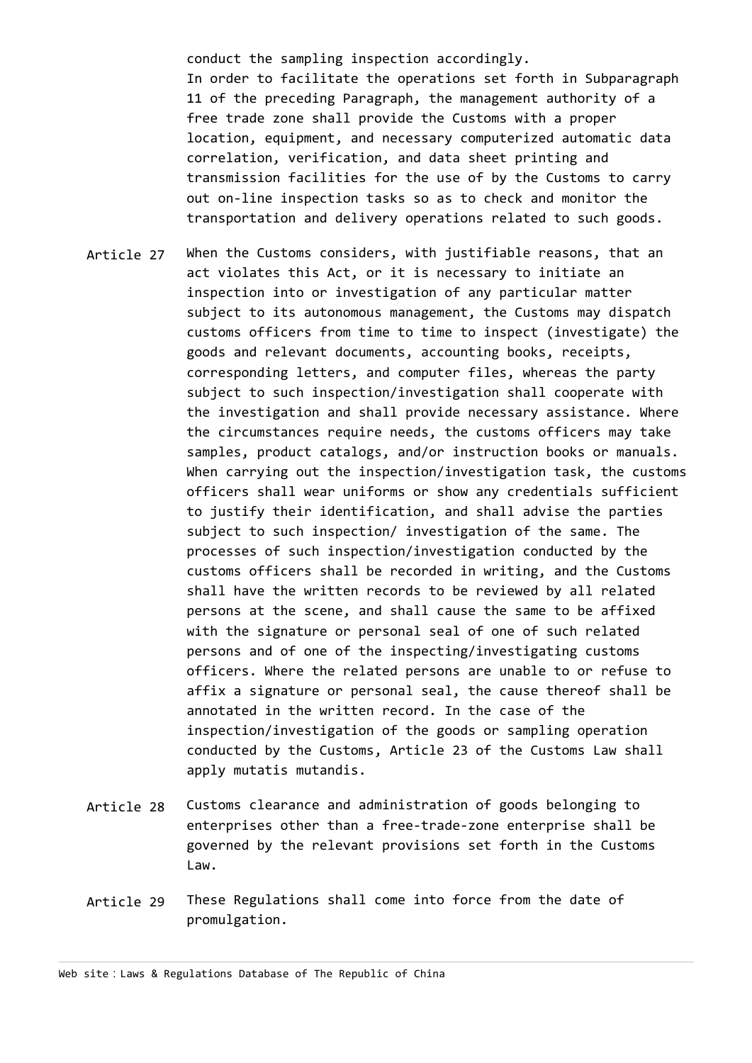conduct the sampling inspection accordingly.

In order to facilitate the operations set forth in Subparagraph 11 of the preceding Paragraph, the management authority of a free trade zone shall provide the Customs with a proper location, equipment, and necessary computerized automatic data correlation, verification, and data sheet printing and transmission facilities for the use of by the Customs to carry out on-line inspection tasks so as to check and monitor the transportation and delivery operations related to such goods.

**Article 27** When the Customs considers, with justifiable reasons, that an act violates this Act, or it is necessary to initiate an inspection into or investigation of any particular matter subject to its autonomous management, the Customs may dispatch customs officers from time to time to inspect (investigate) the goods and relevant documents, accounting books, receipts, corresponding letters, and computer files, whereas the party subject to such inspection/investigation shall cooperate with the investigation and shall provide necessary assistance. Where the circumstances require needs, the customs officers may take samples, product catalogs, and/or instruction books or manuals. When carrying out the inspection/investigation task, the customs officers shall wear uniforms or show any credentials sufficient to justify their identification, and shall advise the parties subject to such inspection/ investigation of the same. The processes of such inspection/investigation conducted by the customs officers shall be recorded in writing, and the Customs shall have the written records to be reviewed by all related persons at the scene, and shall cause the same to be affixed with the signature or personal seal of one of such related persons and of one of the inspecting/investigating customs officers. Where the related persons are unable to or refuse to affix a signature or personal seal, the cause thereof shall be annotated in the written record. In the case of the inspection/investigation of the goods or sampling operation conducted by the Customs, Article 23 of the Customs Law shall apply mutatis mutandis.

**Article 28** Customs clearance and administration of goods belonging to enterprises other than a free-trade-zone enterprise shall be governed by the relevant provisions set forth in the Customs Law.

**Article 29** These Regulations shall come into force from the date of promulgation.